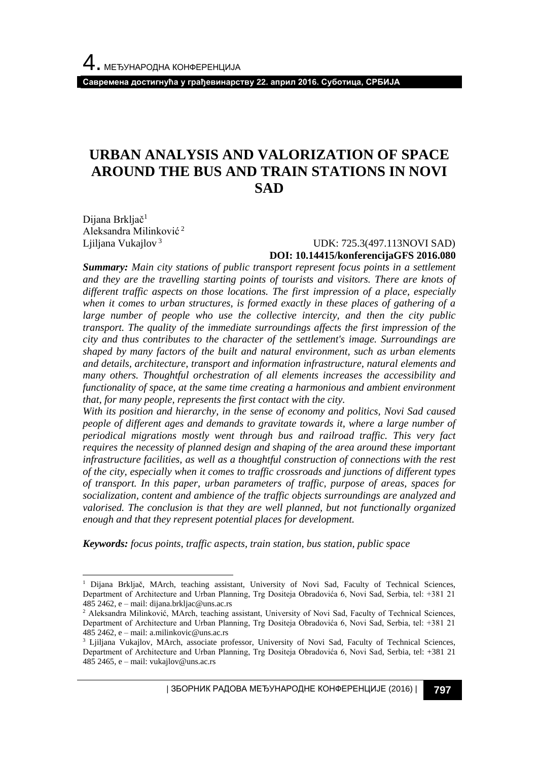# URBAN ANALYSIS AND VALORIZATION OF SPACE AROUND THE BUS AND TRAIN STATIONS IN NOVI SAD

Dijana Brkljač[1]
Aleksandra Milinković[2]
Ljiljana Vukajlov[3]

UDK: 725.3(497.113NOVI SAD)
**DOI: 10.14415/konferencijaGFS 2016.080**

***Summary:*** *Main city stations of public transport represent focus points in a settlement and they are the travelling starting points of tourists and visitors. There are knots of different traffic aspects on those locations. The first impression of a place, especially when it comes to urban structures, is formed exactly in these places of gathering of a large number of people who use the collective intercity, and then the city public transport. The quality of the immediate surroundings affects the first impression of the city and thus contributes to the character of the settlement's image. Surroundings are shaped by many factors of the built and natural environment, such as urban elements and details, architecture, transport and information infrastructure, natural elements and many others. Thoughtful orchestration of all elements increases the accessibility and functionality of space, at the same time creating a harmonious and ambient environment that, for many people, represents the first contact with the city.*

*With its position and hierarchy, in the sense of economy and politics, Novi Sad caused people of different ages and demands to gravitate towards it, where a large number of periodical migrations mostly went through bus and railroad traffic. This very fact requires the necessity of planned design and shaping of the area around these important infrastructure facilities, as well as a thoughtful construction of connections with the rest of the city, especially when it comes to traffic crossroads and junctions of different types of transport. In this paper, urban parameters of traffic, purpose of areas, spaces for socialization, content and ambience of the traffic objects surroundings are analyzed and valorised. The conclusion is that they are well planned, but not functionally organized enough and that they represent potential places for development.*

***Keywords:*** *focus points, traffic aspects, train station, bus station, public space*

---

[1] Dijana Brkljač, MArch, teaching assistant, University of Novi Sad, Faculty of Technical Sciences, Department of Architecture and Urban Planning, Trg Dositeja Obradovića 6, Novi Sad, Serbia, tel: +381 21 485 2462, e – mail: dijana.brkljac@uns.ac.rs

[2] Aleksandra Milinković, MArch, teaching assistant, University of Novi Sad, Faculty of Technical Sciences, Department of Architecture and Urban Planning, Trg Dositeja Obradovića 6, Novi Sad, Serbia, tel: +381 21 485 2462, e – mail: a.milinkovic@uns.ac.rs

[3] Ljiljana Vukajlov, MArch, associate professor, University of Novi Sad, Faculty of Technical Sciences, Department of Architecture and Urban Planning, Trg Dositeja Obradovića 6, Novi Sad, Serbia, tel: +381 21 485 2465, e – mail: vukajlov@uns.ac.rs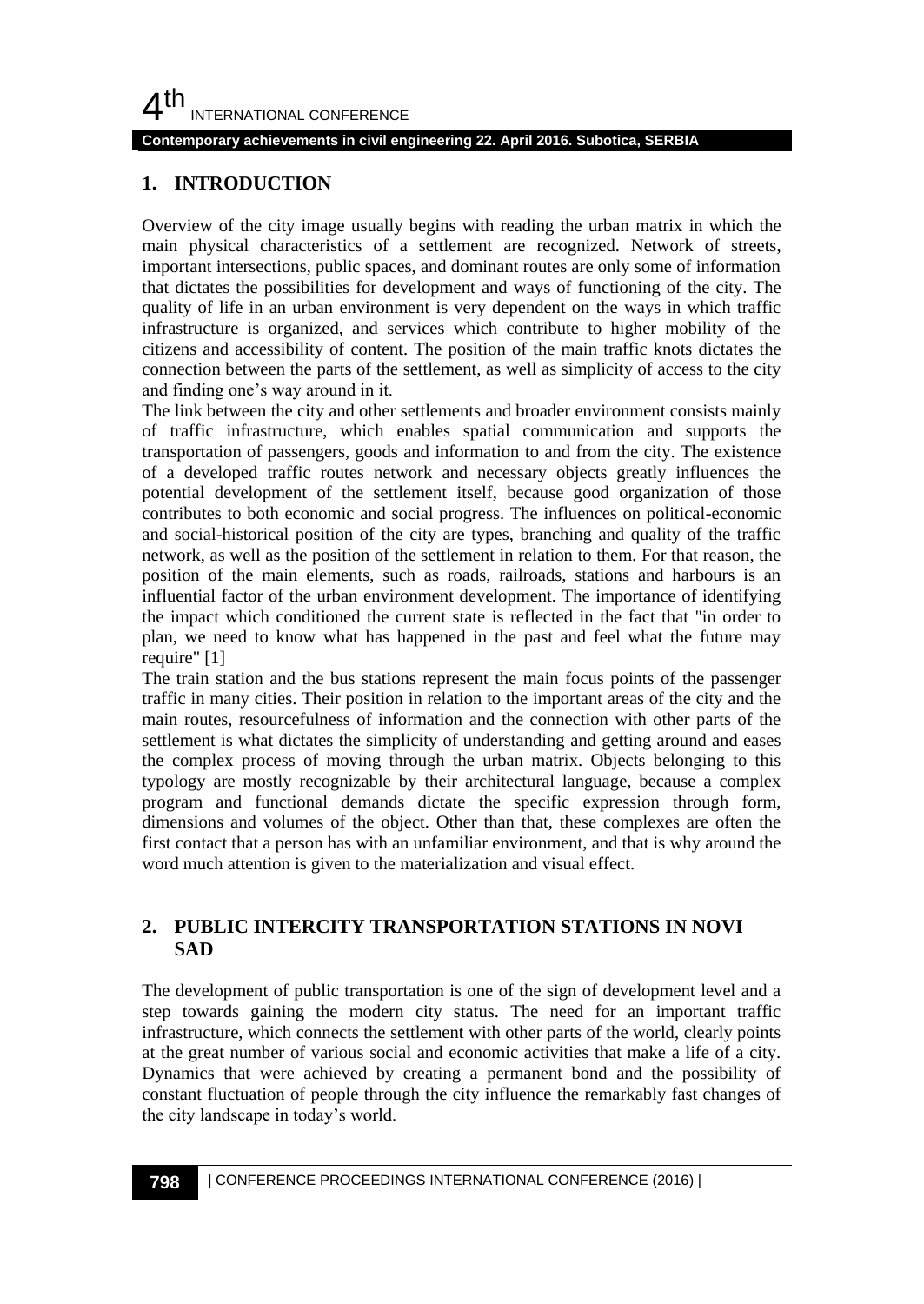## 1. INTRODUCTION

Overview of the city image usually begins with reading the urban matrix in which the main physical characteristics of a settlement are recognized. Network of streets, important intersections, public spaces, and dominant routes are only some of information that dictates the possibilities for development and ways of functioning of the city. The quality of life in an urban environment is very dependent on the ways in which traffic infrastructure is organized, and services which contribute to higher mobility of the citizens and accessibility of content. The position of the main traffic knots dictates the connection between the parts of the settlement, as well as simplicity of access to the city and finding one's way around in it.

The link between the city and other settlements and broader environment consists mainly of traffic infrastructure, which enables spatial communication and supports the transportation of passengers, goods and information to and from the city. The existence of a developed traffic routes network and necessary objects greatly influences the potential development of the settlement itself, because good organization of those contributes to both economic and social progress. The influences on political-economic and social-historical position of the city are types, branching and quality of the traffic network, as well as the position of the settlement in relation to them. For that reason, the position of the main elements, such as roads, railroads, stations and harbours is an influential factor of the urban environment development. The importance of identifying the impact which conditioned the current state is reflected in the fact that "in order to plan, we need to know what has happened in the past and feel what the future may require" [1]

The train station and the bus stations represent the main focus points of the passenger traffic in many cities. Their position in relation to the important areas of the city and the main routes, resourcefulness of information and the connection with other parts of the settlement is what dictates the simplicity of understanding and getting around and eases the complex process of moving through the urban matrix. Objects belonging to this typology are mostly recognizable by their architectural language, because a complex program and functional demands dictate the specific expression through form, dimensions and volumes of the object. Other than that, these complexes are often the first contact that a person has with an unfamiliar environment, and that is why around the word much attention is given to the materialization and visual effect.

## 2. PUBLIC INTERCITY TRANSPORTATION STATIONS IN NOVI SAD

The development of public transportation is one of the sign of development level and a step towards gaining the modern city status. The need for an important traffic infrastructure, which connects the settlement with other parts of the world, clearly points at the great number of various social and economic activities that make a life of a city. Dynamics that were achieved by creating a permanent bond and the possibility of constant fluctuation of people through the city influence the remarkably fast changes of the city landscape in today's world.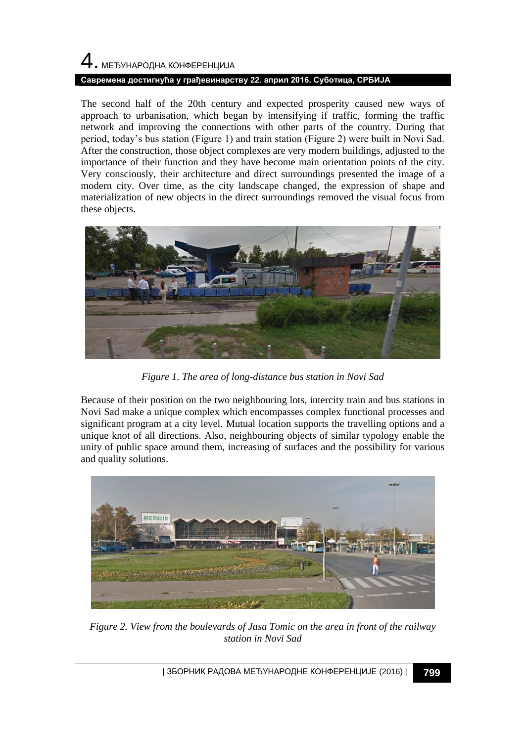The second half of the 20th century and expected prosperity caused new ways of approach to urbanisation, which began by intensifying if traffic, forming the traffic network and improving the connections with other parts of the country. During that period, today's bus station (Figure 1) and train station (Figure 2) were built in Novi Sad. After the construction, those object complexes are very modern buildings, adjusted to the importance of their function and they have become main orientation points of the city. Very consciously, their architecture and direct surroundings presented the image of a modern city. Over time, as the city landscape changed, the expression of shape and materialization of new objects in the direct surroundings removed the visual focus from these objects.

*Figure 1. The area of long-distance bus station in Novi Sad*

Because of their position on the two neighbouring lots, intercity train and bus stations in Novi Sad make a unique complex which encompasses complex functional processes and significant program at a city level. Mutual location supports the travelling options and a unique knot of all directions. Also, neighbouring objects of similar typology enable the unity of public space around them, increasing of surfaces and the possibility for various and quality solutions.

*Figure 2. View from the boulevards of Jasa Tomic on the area in front of the railway station in Novi Sad*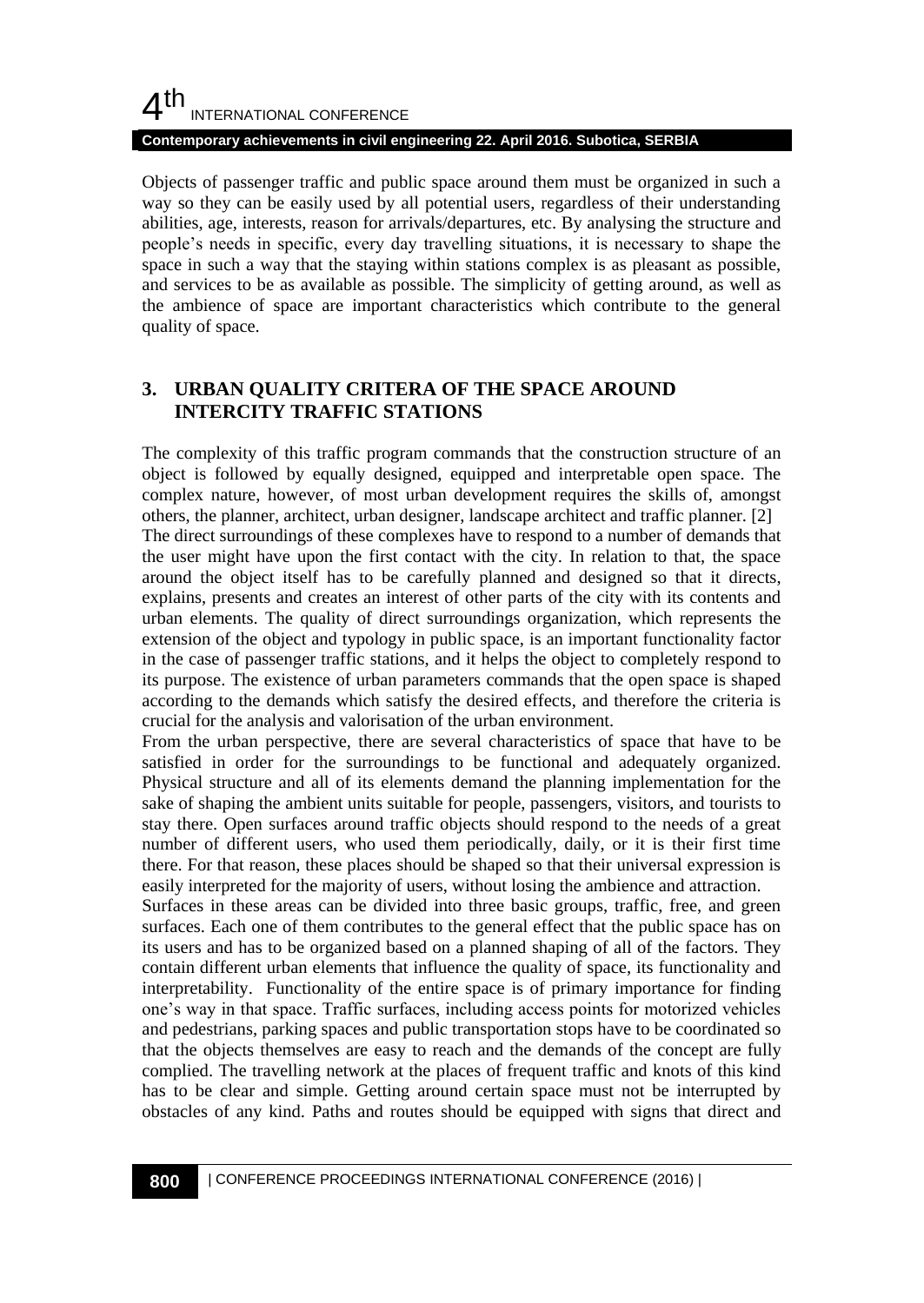Objects of passenger traffic and public space around them must be organized in such a way so they can be easily used by all potential users, regardless of their understanding abilities, age, interests, reason for arrivals/departures, etc. By analysing the structure and people's needs in specific, every day travelling situations, it is necessary to shape the space in such a way that the staying within stations complex is as pleasant as possible, and services to be as available as possible. The simplicity of getting around, as well as the ambience of space are important characteristics which contribute to the general quality of space.

## 3. URBAN QUALITY CRITERA OF THE SPACE AROUND INTERCITY TRAFFIC STATIONS

The complexity of this traffic program commands that the construction structure of an object is followed by equally designed, equipped and interpretable open space. The complex nature, however, of most urban development requires the skills of, amongst others, the planner, architect, urban designer, landscape architect and traffic planner. [2]
The direct surroundings of these complexes have to respond to a number of demands that the user might have upon the first contact with the city. In relation to that, the space around the object itself has to be carefully planned and designed so that it directs, explains, presents and creates an interest of other parts of the city with its contents and urban elements. The quality of direct surroundings organization, which represents the extension of the object and typology in public space, is an important functionality factor in the case of passenger traffic stations, and it helps the object to completely respond to its purpose. The existence of urban parameters commands that the open space is shaped according to the demands which satisfy the desired effects, and therefore the criteria is crucial for the analysis and valorisation of the urban environment.
From the urban perspective, there are several characteristics of space that have to be satisfied in order for the surroundings to be functional and adequately organized. Physical structure and all of its elements demand the planning implementation for the sake of shaping the ambient units suitable for people, passengers, visitors, and tourists to stay there. Open surfaces around traffic objects should respond to the needs of a great number of different users, who used them periodically, daily, or it is their first time there. For that reason, these places should be shaped so that their universal expression is easily interpreted for the majority of users, without losing the ambience and attraction.
Surfaces in these areas can be divided into three basic groups, traffic, free, and green surfaces. Each one of them contributes to the general effect that the public space has on its users and has to be organized based on a planned shaping of all of the factors. They contain different urban elements that influence the quality of space, its functionality and interpretability. Functionality of the entire space is of primary importance for finding one's way in that space. Traffic surfaces, including access points for motorized vehicles and pedestrians, parking spaces and public transportation stops have to be coordinated so that the objects themselves are easy to reach and the demands of the concept are fully complied. The travelling network at the places of frequent traffic and knots of this kind has to be clear and simple. Getting around certain space must not be interrupted by obstacles of any kind. Paths and routes should be equipped with signs that direct and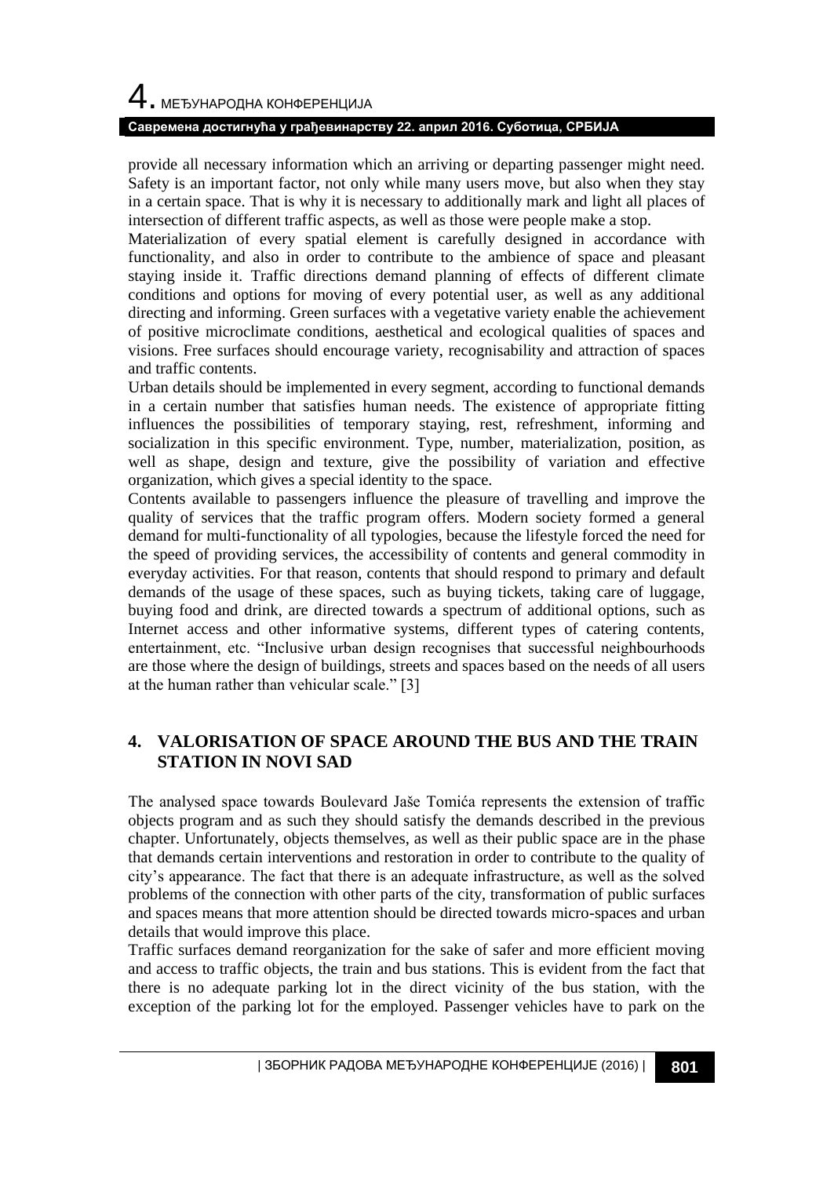provide all necessary information which an arriving or departing passenger might need. Safety is an important factor, not only while many users move, but also when they stay in a certain space. That is why it is necessary to additionally mark and light all places of intersection of different traffic aspects, as well as those were people make a stop.

Materialization of every spatial element is carefully designed in accordance with functionality, and also in order to contribute to the ambience of space and pleasant staying inside it. Traffic directions demand planning of effects of different climate conditions and options for moving of every potential user, as well as any additional directing and informing. Green surfaces with a vegetative variety enable the achievement of positive microclimate conditions, aesthetical and ecological qualities of spaces and visions. Free surfaces should encourage variety, recognisability and attraction of spaces and traffic contents.

Urban details should be implemented in every segment, according to functional demands in a certain number that satisfies human needs. The existence of appropriate fitting influences the possibilities of temporary staying, rest, refreshment, informing and socialization in this specific environment. Type, number, materialization, position, as well as shape, design and texture, give the possibility of variation and effective organization, which gives a special identity to the space.

Contents available to passengers influence the pleasure of travelling and improve the quality of services that the traffic program offers. Modern society formed a general demand for multi-functionality of all typologies, because the lifestyle forced the need for the speed of providing services, the accessibility of contents and general commodity in everyday activities. For that reason, contents that should respond to primary and default demands of the usage of these spaces, such as buying tickets, taking care of luggage, buying food and drink, are directed towards a spectrum of additional options, such as Internet access and other informative systems, different types of catering contents, entertainment, etc. "Inclusive urban design recognises that successful neighbourhoods are those where the design of buildings, streets and spaces based on the needs of all users at the human rather than vehicular scale." [3]

## 4. VALORISATION OF SPACE AROUND THE BUS AND THE TRAIN STATION IN NOVI SAD

The analysed space towards Boulevard Jaše Tomića represents the extension of traffic objects program and as such they should satisfy the demands described in the previous chapter. Unfortunately, objects themselves, as well as their public space are in the phase that demands certain interventions and restoration in order to contribute to the quality of city's appearance. The fact that there is an adequate infrastructure, as well as the solved problems of the connection with other parts of the city, transformation of public surfaces and spaces means that more attention should be directed towards micro-spaces and urban details that would improve this place.

Traffic surfaces demand reorganization for the sake of safer and more efficient moving and access to traffic objects, the train and bus stations. This is evident from the fact that there is no adequate parking lot in the direct vicinity of the bus station, with the exception of the parking lot for the employed. Passenger vehicles have to park on the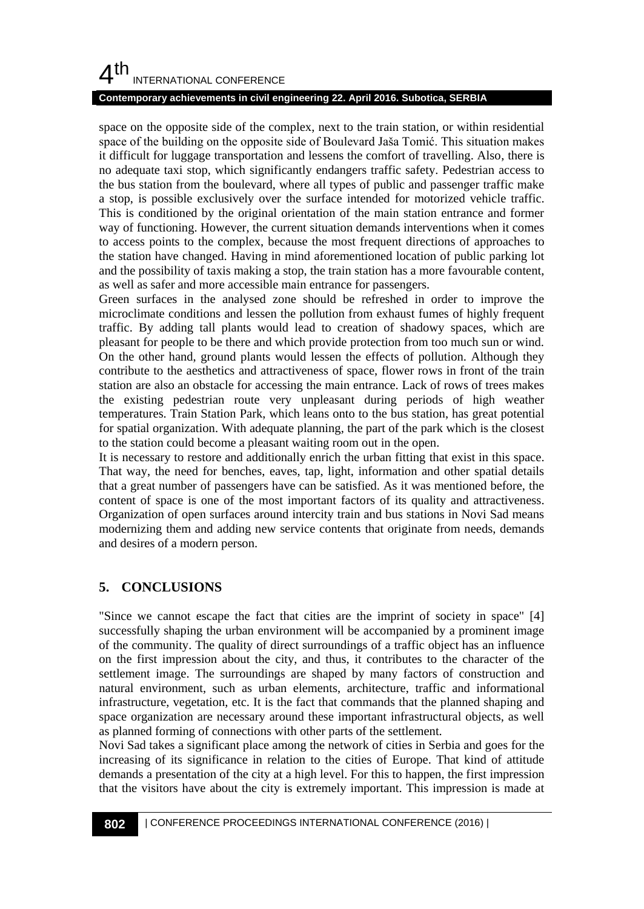space on the opposite side of the complex, next to the train station, or within residential space of the building on the opposite side of Boulevard Jaša Tomić. This situation makes it difficult for luggage transportation and lessens the comfort of travelling. Also, there is no adequate taxi stop, which significantly endangers traffic safety. Pedestrian access to the bus station from the boulevard, where all types of public and passenger traffic make a stop, is possible exclusively over the surface intended for motorized vehicle traffic. This is conditioned by the original orientation of the main station entrance and former way of functioning. However, the current situation demands interventions when it comes to access points to the complex, because the most frequent directions of approaches to the station have changed. Having in mind aforementioned location of public parking lot and the possibility of taxis making a stop, the train station has a more favourable content, as well as safer and more accessible main entrance for passengers.

Green surfaces in the analysed zone should be refreshed in order to improve the microclimate conditions and lessen the pollution from exhaust fumes of highly frequent traffic. By adding tall plants would lead to creation of shadowy spaces, which are pleasant for people to be there and which provide protection from too much sun or wind. On the other hand, ground plants would lessen the effects of pollution. Although they contribute to the aesthetics and attractiveness of space, flower rows in front of the train station are also an obstacle for accessing the main entrance. Lack of rows of trees makes the existing pedestrian route very unpleasant during periods of high weather temperatures. Train Station Park, which leans onto to the bus station, has great potential for spatial organization. With adequate planning, the part of the park which is the closest to the station could become a pleasant waiting room out in the open.

It is necessary to restore and additionally enrich the urban fitting that exist in this space. That way, the need for benches, eaves, tap, light, information and other spatial details that a great number of passengers have can be satisfied. As it was mentioned before, the content of space is one of the most important factors of its quality and attractiveness. Organization of open surfaces around intercity train and bus stations in Novi Sad means modernizing them and adding new service contents that originate from needs, demands and desires of a modern person.

## 5. CONCLUSIONS

"Since we cannot escape the fact that cities are the imprint of society in space" [4] successfully shaping the urban environment will be accompanied by a prominent image of the community. The quality of direct surroundings of a traffic object has an influence on the first impression about the city, and thus, it contributes to the character of the settlement image. The surroundings are shaped by many factors of construction and natural environment, such as urban elements, architecture, traffic and informational infrastructure, vegetation, etc. It is the fact that commands that the planned shaping and space organization are necessary around these important infrastructural objects, as well as planned forming of connections with other parts of the settlement.

Novi Sad takes a significant place among the network of cities in Serbia and goes for the increasing of its significance in relation to the cities of Europe. That kind of attitude demands a presentation of the city at a high level. For this to happen, the first impression that the visitors have about the city is extremely important. This impression is made at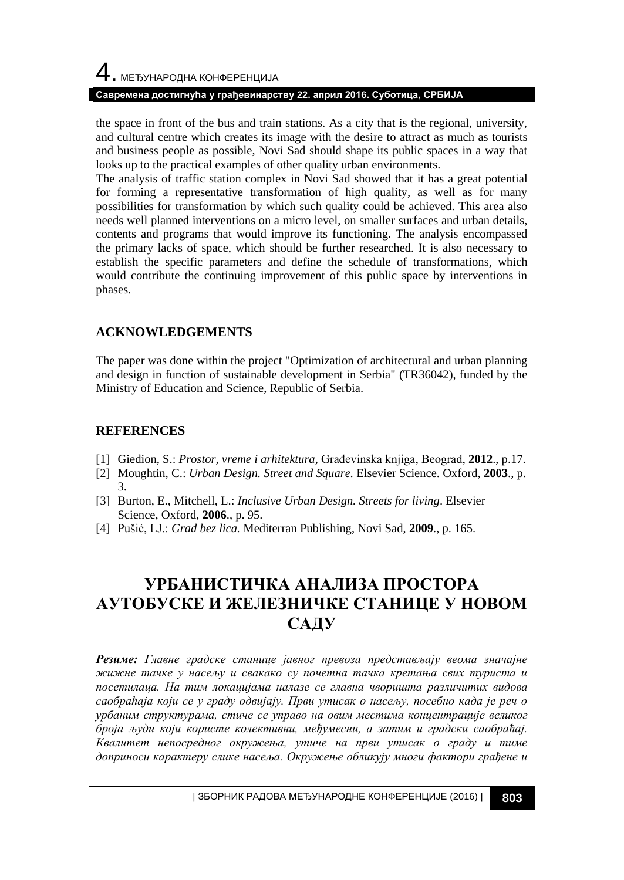the space in front of the bus and train stations. As a city that is the regional, university, and cultural centre which creates its image with the desire to attract as much as tourists and business people as possible, Novi Sad should shape its public spaces in a way that looks up to the practical examples of other quality urban environments.

The analysis of traffic station complex in Novi Sad showed that it has a great potential for forming a representative transformation of high quality, as well as for many possibilities for transformation by which such quality could be achieved. This area also needs well planned interventions on a micro level, on smaller surfaces and urban details, contents and programs that would improve its functioning. The analysis encompassed the primary lacks of space, which should be further researched. It is also necessary to establish the specific parameters and define the schedule of transformations, which would contribute the continuing improvement of this public space by interventions in phases.

## ACKNOWLEDGEMENTS

The paper was done within the project "Optimization of architectural and urban planning and design in function of sustainable development in Serbia" (TR36042), funded by the Ministry of Education and Science, Republic of Serbia.

## REFERENCES

[1] Giedion, S.: *Prostor, vreme i arhitektura*, Građevinska knjiga, Beograd, **2012**., p.17.
[2] Moughtin, C.: *Urban Design. Street and Square.* Elsevier Science. Oxford, **2003**., p. 3.
[3] Burton, E., Mitchell, L.: *Inclusive Urban Design. Streets for living*. Elsevier Science, Oxford, **2006**., p. 95.
[4] Pušić, LJ.: *Grad bez lica.* Mediterran Publishing, Novi Sad, **2009**., p. 165.

# УРБАНИСТИЧКА АНАЛИЗА ПРОСТОРА АУТОБУСКЕ И ЖЕЛЕЗНИЧКЕ СТАНИЦЕ У НОВОМ САДУ

***Резиме:*** *Главне градске станице јавног превоза представљају веома значајне жижне тачке у насељу и свакако су почетна тачка кретања свих туриста и посетилаца. На тим локацијама налазе се главна чворишта различитих видова саобраћаја који се у граду одвијају. Први утисак о насељу, посебно када је реч о урбаним структурама, стиче се управо на овим местима концентрације великог броја људи који користе колективни, међумесни, а затим и градски саобраћај. Квалитет непосредног окружења, утиче на први утисак о граду и тиме доприноси карактеру слике насеља. Окружење обликују многи фактори грађене и*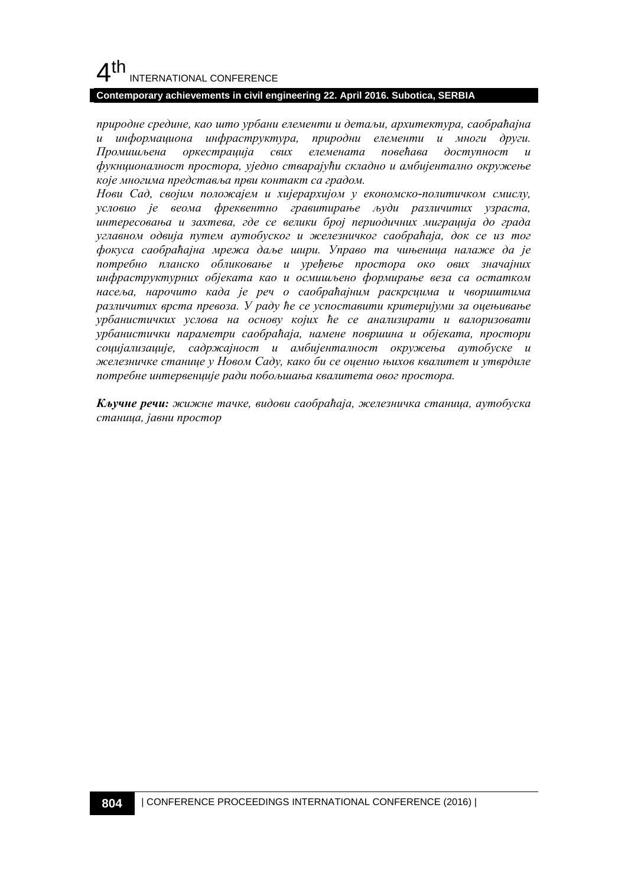*природне средине, као што урбани елементи и детаљи, архитектура, саобраћајна и информациона инфраструктура, природни елементи и многи други. Промишљена оркестрација свих елемената повећава доступност и фукнционалност простора, уједно стварајући складно и амбијентално окружење које многима представља први контакт са градом.*

*Нови Сад, својим положајем и хијерархијом у економско-политичком смислу, условио је веома фреквентно гравитирање људи различитих узраста, интересовања и захтева, где се велики број периодичних миграција до града углавном одвија путем аутобуског и железничког саобраћаја, док се из тог фокуса саобраћајна мрежа даље шири. Управо та чињеница налаже да је потребно планско обликовање и уређење простора око ових значајних инфраструктурних објеката као и осмишљено формирање веза са остатком насеља, нарочито када је реч о саобраћајним раскрсцима и чвориштима различитих врста превоза. У раду ће се успоставити критеријуми за оцењивање урбанистичких услова на основу којих ће се анализирати и валоризовати урбанистички параметри саобраћаја, намене површина и објеката, простори социјализације, садржајност и амбијенталност окружења аутобуске и железничке станице у Новом Саду, како би се оценио њихов квалитет и утврдиле потребне интервенције ради побољшања квалитета овог простора.*

***Кључне речи:*** *жижне тачке, видови саобраћаја, железничка станица, аутобуска станица, јавни простор*